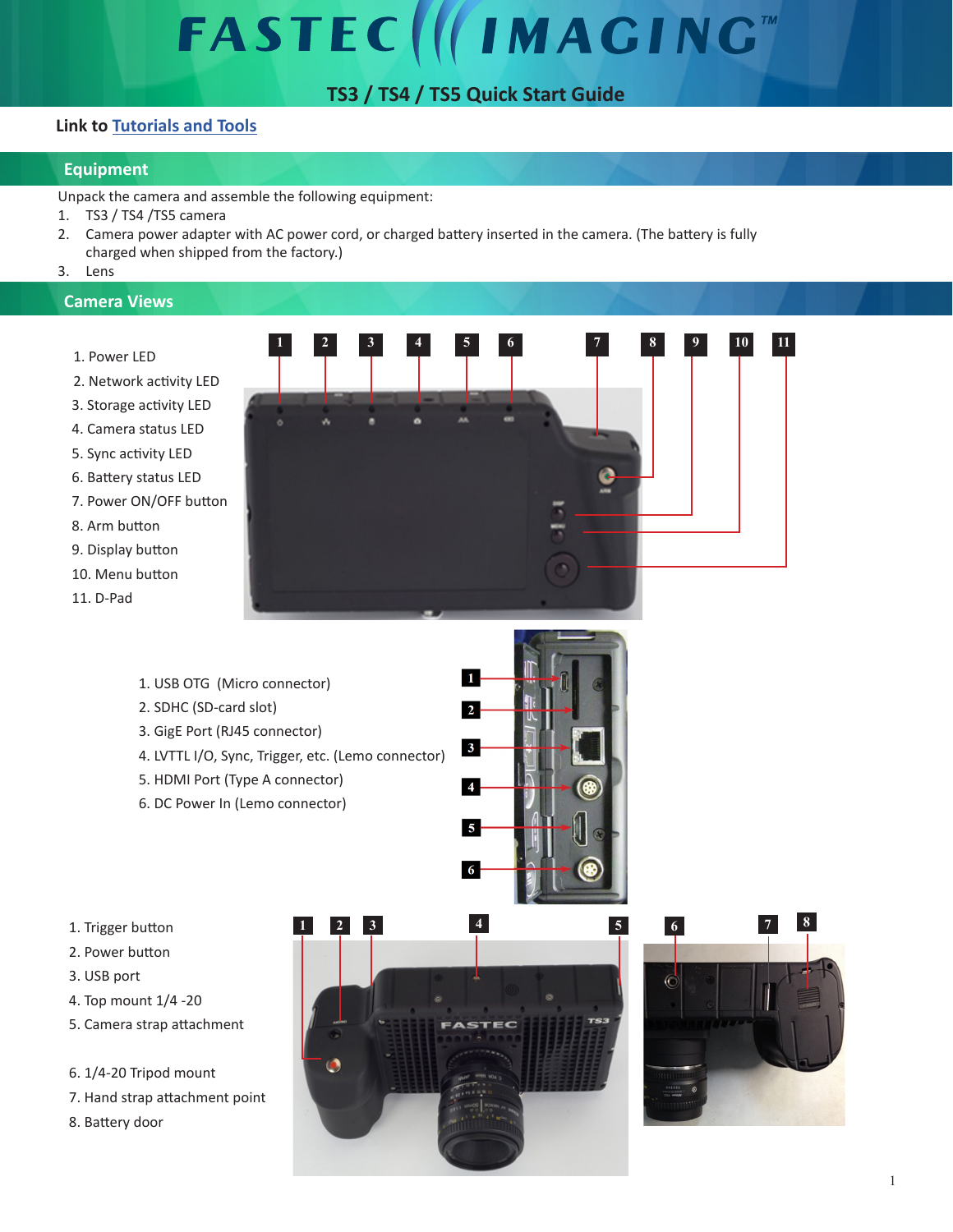# FASTEC IMAGING™

## TS3 / TS4 / TS5 Quick Start Guide

**Link to Tutorials and Tools**

## Equipment

Unpack the camera and assemble the following equipment:

1. TS3 / TS4 /TS5 camera
2. Camera power adapter with AC power cord, or charged battery inserted in the camera. (The battery is fully charged when shipped from the factory.)
3. Lens

## Camera Views

1. Power LED
2. Network activity LED
3. Storage activity LED
4. Camera status LED
5. Sync activity LED
6. Battery status LED
7. Power ON/OFF button
8. Arm button
9. Display button
10. Menu button
11. D-Pad

1. USB OTG (Micro connector)
2. SDHC (SD-card slot)
3. GigE Port (RJ45 connector)
4. LVTTL I/O, Sync, Trigger, etc. (Lemo connector)
5. HDMI Port (Type A connector)
6. DC Power In (Lemo connector)

1. Trigger button
2. Power button
3. USB port
4. Top mount 1/4 -20
5. Camera strap attachment

6. 1/4-20 Tripod mount
7. Hand strap attachment point
8. Battery door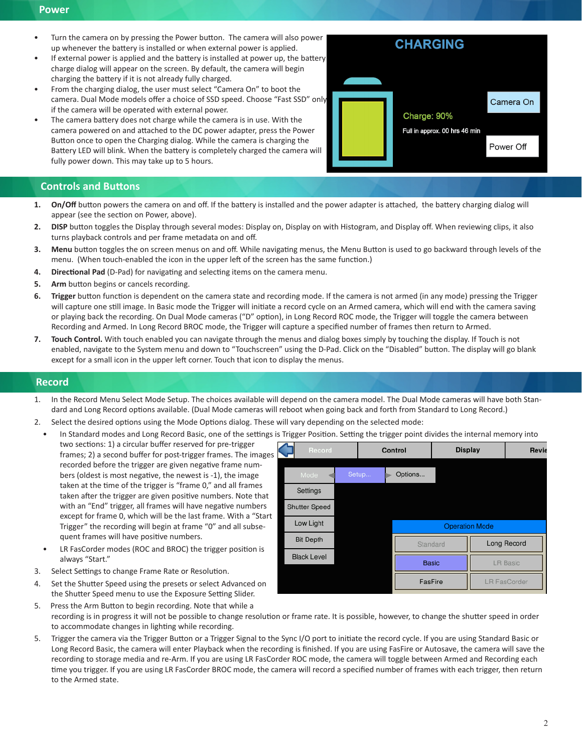## Power

- Turn the camera on by pressing the Power button. The camera will also power up whenever the battery is installed or when external power is applied.
- If external power is applied and the battery is installed at power up, the battery charge dialog will appear on the screen. By default, the camera will begin charging the battery if it is not already fully charged.
- From the charging dialog, the user must select “Camera On” to boot the camera. Dual Mode models offer a choice of SSD speed. Choose “Fast SSD” only if the camera will be operated with external power.
- The camera battery does not charge while the camera is in use. With the camera powered on and attached to the DC power adapter, press the Power Button once to open the Charging dialog. While the camera is charging the Battery LED will blink. When the battery is completely charged the camera will fully power down. This may take up to 5 hours.

## Controls and Buttons

1. **On/Off** button powers the camera on and off. If the battery is installed and the power adapter is attached, the battery charging dialog will appear (see the section on Power, above).
2. **DISP** button toggles the Display through several modes: Display on, Display on with Histogram, and Display off. When reviewing clips, it also turns playback controls and per frame metadata on and off.
3. **Menu** button toggles the on screen menus on and off. While navigating menus, the Menu Button is used to go backward through levels of the menu. (When touch-enabled the icon in the upper left of the screen has the same function.)
4. **Directional Pad** (D-Pad) for navigating and selecting items on the camera menu.
5. **Arm** button begins or cancels recording.
6. **Trigger** button function is dependent on the camera state and recording mode. If the camera is not armed (in any mode) pressing the Trigger will capture one still image. In Basic mode the Trigger will initiate a record cycle on an Armed camera, which will end with the camera saving or playing back the recording. On Dual Mode cameras (“D” option), in Long Record ROC mode, the Trigger will toggle the camera between Recording and Armed. In Long Record BROC mode, the Trigger will capture a specified number of frames then return to Armed.
7. **Touch Control.** With touch enabled you can navigate through the menus and dialog boxes simply by touching the display. If Touch is not enabled, navigate to the System menu and down to “Touchscreen” using the D-Pad. Click on the “Disabled” button. The display will go blank except for a small icon in the upper left corner. Touch that icon to display the menus.

## Record

1. In the Record Menu Select Mode Setup. The choices available will depend on the camera model. The Dual Mode cameras will have both Standard and Long Record options available. (Dual Mode cameras will reboot when going back and forth from Standard to Long Record.)
2. Select the desired options using the Mode Options dialog. These will vary depending on the selected mode:
   - In Standard modes and Long Record Basic, one of the settings is Trigger Position. Setting the trigger point divides the internal memory into two sections: 1) a circular buffer reserved for pre-trigger frames; 2) a second buffer for post-trigger frames. The images recorded before the trigger are given negative frame numbers (oldest is most negative, the newest is -1), the image taken at the time of the trigger is “frame 0,” and all frames taken after the trigger are given positive numbers. Note that with an “End” trigger, all frames will have negative numbers except for frame 0, which will be the last frame. With a “Start Trigger” the recording will begin at frame “0” and all subsequent frames will have positive numbers.
   - LR FasCorder modes (ROC and BROC) the trigger position is always “Start.”
3. Select Settings to change Frame Rate or Resolution.
4. Set the Shutter Speed using the presets or select Advanced on the Shutter Speed menu to use the Exposure Setting Slider.
5. Press the Arm Button to begin recording. Note that while a recording is in progress it will not be possible to change resolution or frame rate. It is possible, however, to change the shutter speed in order to accommodate changes in lighting while recording.
5. Trigger the camera via the Trigger Button or a Trigger Signal to the Sync I/O port to initiate the record cycle. If you are using Standard Basic or Long Record Basic, the camera will enter Playback when the recording is finished. If you are using FasFire or Autosave, the camera will save the recording to storage media and re-Arm. If you are using LR FasCorder ROC mode, the camera will toggle between Armed and Recording each time you trigger. If you are using LR FasCorder BROC mode, the camera will record a specified number of frames with each trigger, then return to the Armed state.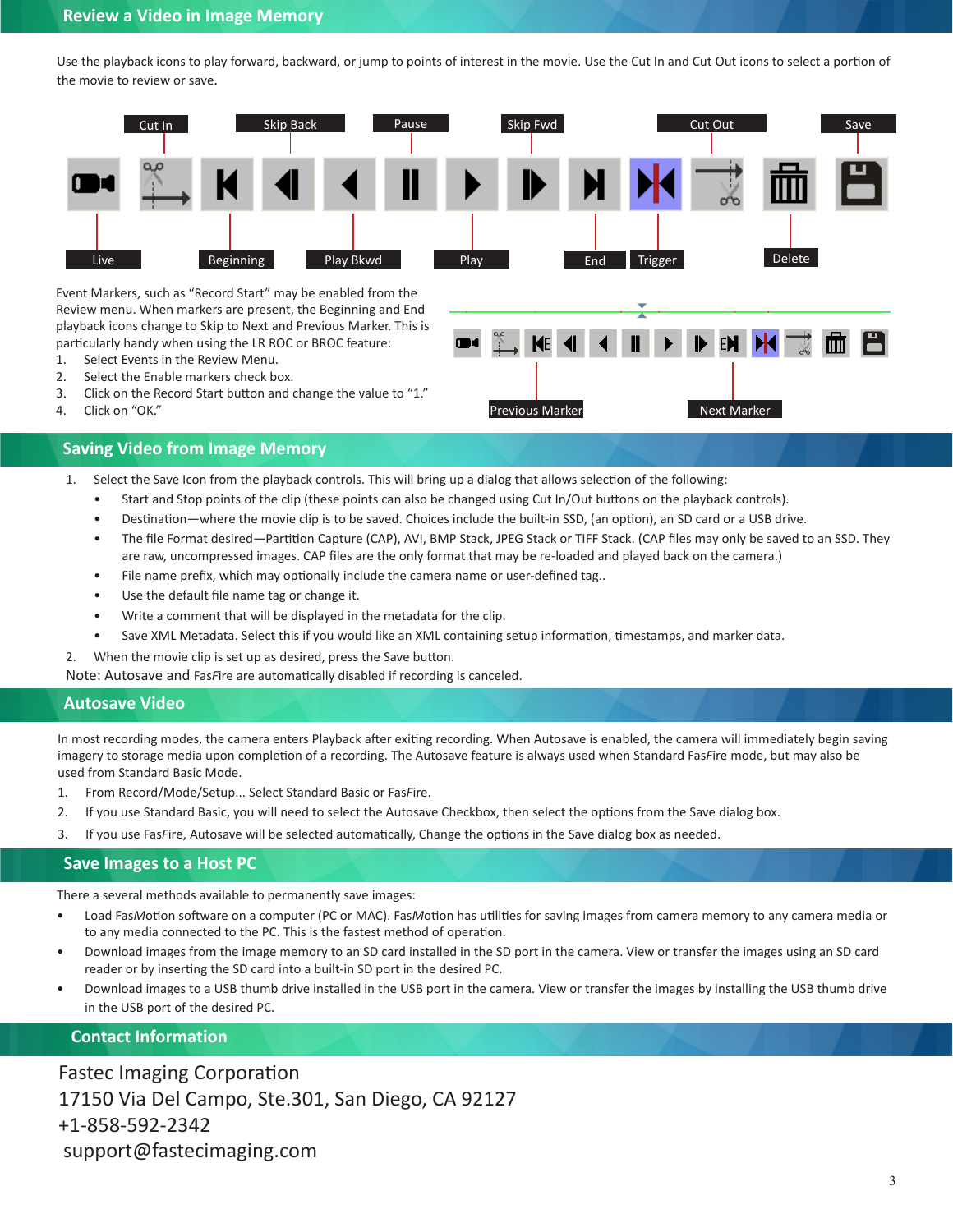## Review a Video in Image Memory

Use the playback icons to play forward, backward, or jump to points of interest in the movie. Use the Cut In and Cut Out icons to select a portion of the movie to review or save.

Cut In
Skip Back
Pause
Skip Fwd
Cut Out
Save
Live
Beginning
Play Bkwd
Play
End
Trigger
Delete

Event Markers, such as “Record Start” may be enabled from the Review menu. When markers are present, the Beginning and End playback icons change to Skip to Next and Previous Marker. This is particularly handy when using the LR ROC or BROC feature:

1. Select Events in the Review Menu.
2. Select the Enable markers check box.
3. Click on the Record Start button and change the value to “1.”
4. Click on “OK.”

Previous Marker
Next Marker

## Saving Video from Image Memory

1. Select the Save Icon from the playback controls. This will bring up a dialog that allows selection of the following:
   - Start and Stop points of the clip (these points can also be changed using Cut In/Out buttons on the playback controls).
   - Destination—where the movie clip is to be saved. Choices include the built-in SSD, (an option), an SD card or a USB drive.
   - The file Format desired—Partition Capture (CAP), AVI, BMP Stack, JPEG Stack or TIFF Stack. (CAP files may only be saved to an SSD. They are raw, uncompressed images. CAP files are the only format that may be re-loaded and played back on the camera.)
   - File name prefix, which may optionally include the camera name or user-defined tag..
   - Use the default file name tag or change it.
   - Write a comment that will be displayed in the metadata for the clip.
   - Save XML Metadata. Select this if you would like an XML containing setup information, timestamps, and marker data.
2. When the movie clip is set up as desired, press the Save button.

Note: Autosave and Fas*Fire* are automatically disabled if recording is canceled.

## Autosave Video

In most recording modes, the camera enters Playback after exiting recording. When Autosave is enabled, the camera will immediately begin saving imagery to storage media upon completion of a recording. The Autosave feature is always used when Standard Fas*Fire* mode, but may also be used from Standard Basic Mode.

1. From Record/Mode/Setup... Select Standard Basic or Fas*Fire*.
2. If you use Standard Basic, you will need to select the Autosave Checkbox, then select the options from the Save dialog box.
3. If you use Fas*Fire*, Autosave will be selected automatically, Change the options in the Save dialog box as needed.

## Save Images to a Host PC

There a several methods available to permanently save images:

- Load Fas*Motion* software on a computer (PC or MAC). Fas*Motion* has utilities for saving images from camera memory to any camera media or to any media connected to the PC. This is the fastest method of operation.
- Download images from the image memory to an SD card installed in the SD port in the camera. View or transfer the images using an SD card reader or by inserting the SD card into a built-in SD port in the desired PC.
- Download images to a USB thumb drive installed in the USB port in the camera. View or transfer the images by installing the USB thumb drive in the USB port of the desired PC.

## Contact Information

Fastec Imaging Corporation
17150 Via Del Campo, Ste.301, San Diego, CA 92127
+1-858-592-2342
support@fastecimaging.com